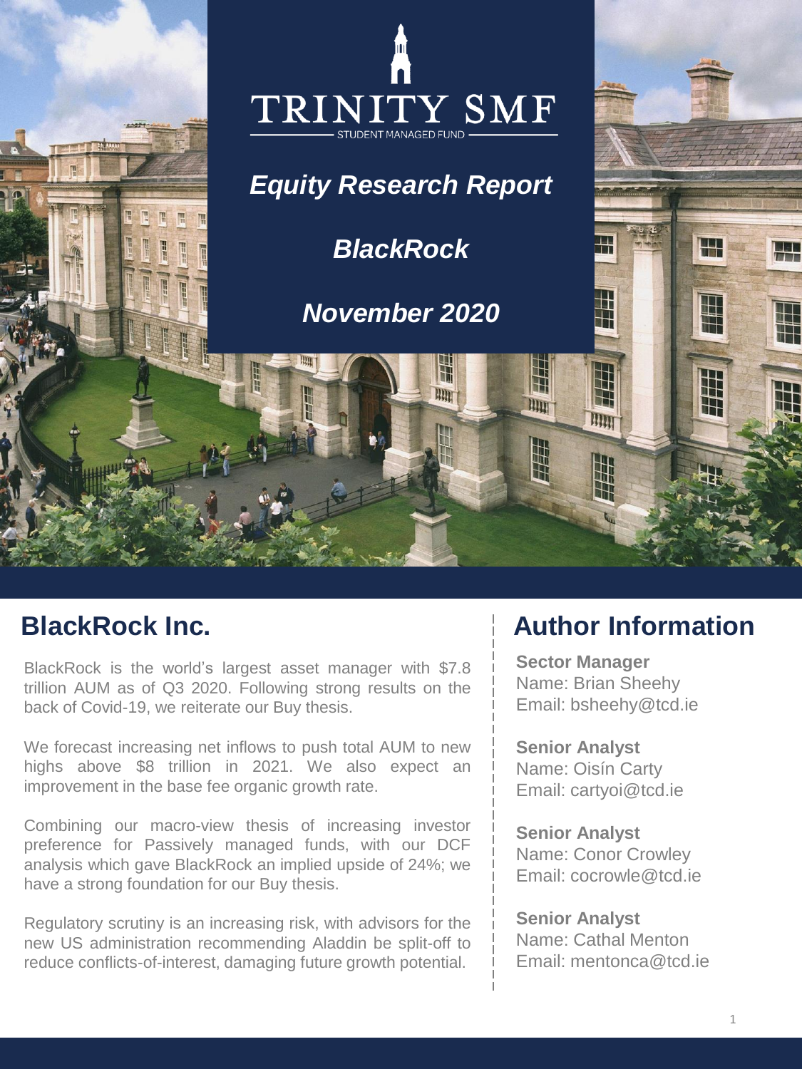TRINITY SMF

STUDENT MANAGED FUND

# *Equity Research Report*

# *BlackRock*

## *November 2020*

## BlackRock Inc.

BlackRock is the world's largest asset manager with $7.8 trillion AUM as of Q3 2020. Following strong results on the back of Covid-19, we reiterate our Buy thesis.

We forecast increasing net inflows to push total AUM to new highs above $8 trillion in 2021. We also expect an improvement in the base fee organic growth rate.

Combining our macro-view thesis of increasing investor preference for Passively managed funds, with our DCF analysis which gave BlackRock an implied upside of 24%; we have a strong foundation for our Buy thesis.

Regulatory scrutiny is an increasing risk, with advisors for the new US administration recommending Aladdin be split-off to reduce conflicts-of-interest, damaging future growth potential.

## Author Information

**Sector Manager**
Name: Brian Sheehy
Email: bsheehy@tcd.ie

**Senior Analyst**
Name: Oisín Carty
Email: cartyoi@tcd.ie

**Senior Analyst**
Name: Conor Crowley
Email: cocrowle@tcd.ie

**Senior Analyst**
Name: Cathal Menton
Email: mentonca@tcd.ie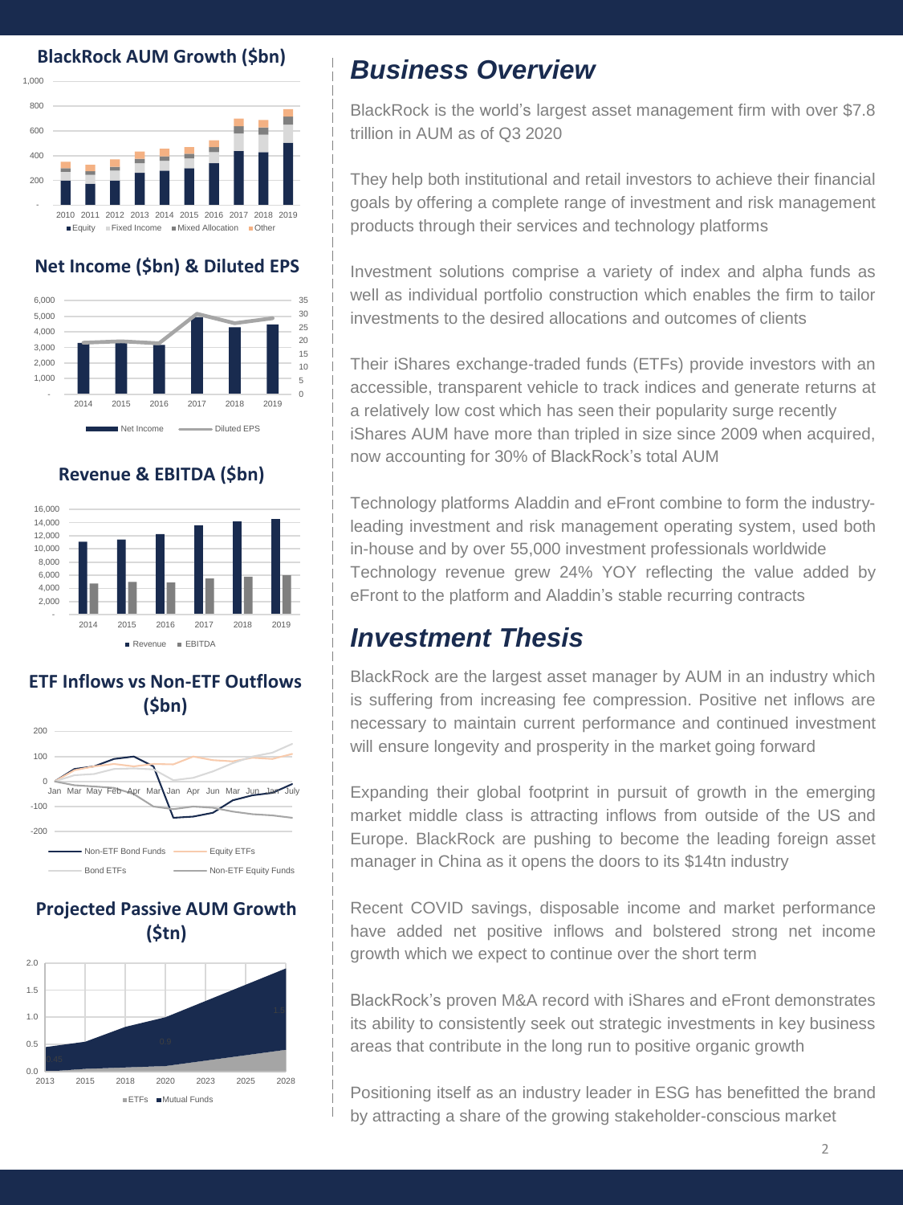**BlackRock AUM Growth ($bn)**

**Net Income ($bn) & Diluted EPS**

**Revenue & EBITDA ($bn)**

**ETF Inflows vs Non-ETF Outflows ($bn)**

**Projected Passive AUM Growth ($tn)**

## Business Overview

BlackRock is the world's largest asset management firm with over $7.8 trillion in AUM as of Q3 2020

They help both institutional and retail investors to achieve their financial goals by offering a complete range of investment and risk management products through their services and technology platforms

Investment solutions comprise a variety of index and alpha funds as well as individual portfolio construction which enables the firm to tailor investments to the desired allocations and outcomes of clients

Their iShares exchange-traded funds (ETFs) provide investors with an accessible, transparent vehicle to track indices and generate returns at a relatively low cost which has seen their popularity surge recently iShares AUM have more than tripled in size since 2009 when acquired, now accounting for 30% of BlackRock's total AUM

Technology platforms Aladdin and eFront combine to form the industry-leading investment and risk management operating system, used both in-house and by over 55,000 investment professionals worldwide Technology revenue grew 24% YOY reflecting the value added by eFront to the platform and Aladdin's stable recurring contracts

## Investment Thesis

BlackRock are the largest asset manager by AUM in an industry which is suffering from increasing fee compression. Positive net inflows are necessary to maintain current performance and continued investment will ensure longevity and prosperity in the market going forward

Expanding their global footprint in pursuit of growth in the emerging market middle class is attracting inflows from outside of the US and Europe. BlackRock are pushing to become the leading foreign asset manager in China as it opens the doors to its $14tn industry

Recent COVID savings, disposable income and market performance have added net positive inflows and bolstered strong net income growth which we expect to continue over the short term

BlackRock's proven M&A record with iShares and eFront demonstrates its ability to consistently seek out strategic investments in key business areas that contribute in the long run to positive organic growth

Positioning itself as an industry leader in ESG has benefitted the brand by attracting a share of the growing stakeholder-conscious market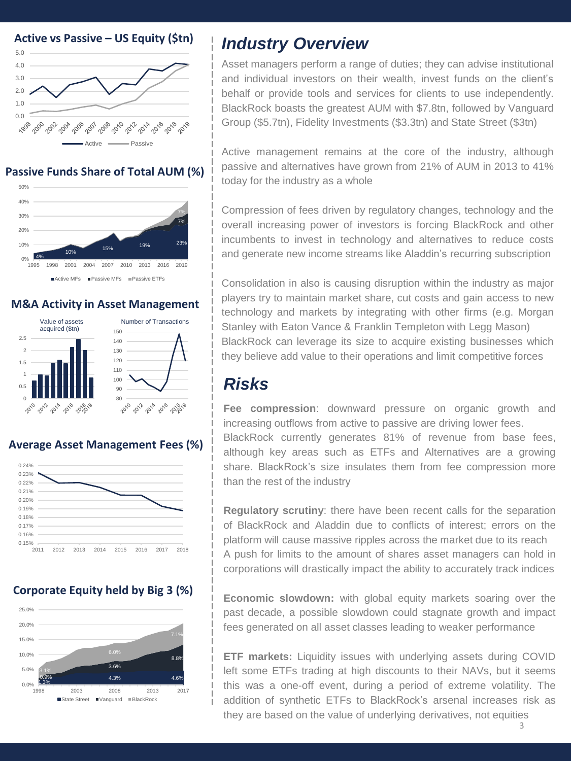### Active vs Passive – US Equity ($tn)

### Passive Funds Share of Total AUM (%)

### M&A Activity in Asset Management

### Average Asset Management Fees (%)

### Corporate Equity held by Big 3 (%)

# Industry Overview

Asset managers perform a range of duties; they can advise institutional and individual investors on their wealth, invest funds on the client's behalf or provide tools and services for clients to use independently. BlackRock boasts the greatest AUM with $7.8tn, followed by Vanguard Group ($5.7tn), Fidelity Investments ($3.3tn) and State Street ($3tn)

Active management remains at the core of the industry, although passive and alternatives have grown from 21% of AUM in 2013 to 41% today for the industry as a whole

Compression of fees driven by regulatory changes, technology and the overall increasing power of investors is forcing BlackRock and other incumbents to invest in technology and alternatives to reduce costs and generate new income streams like Aladdin's recurring subscription

Consolidation in also is causing disruption within the industry as major players try to maintain market share, cut costs and gain access to new technology and markets by integrating with other firms (e.g. Morgan Stanley with Eaton Vance & Franklin Templeton with Legg Mason) BlackRock can leverage its size to acquire existing businesses which they believe add value to their operations and limit competitive forces

# Risks

**Fee compression**: downward pressure on organic growth and increasing outflows from active to passive are driving lower fees.
BlackRock currently generates 81% of revenue from base fees, although key areas such as ETFs and Alternatives are a growing share. BlackRock's size insulates them from fee compression more than the rest of the industry

**Regulatory scrutiny**: there have been recent calls for the separation of BlackRock and Aladdin due to conflicts of interest; errors on the platform will cause massive ripples across the market due to its reach
A push for limits to the amount of shares asset managers can hold in corporations will drastically impact the ability to accurately track indices

**Economic slowdown:** with global equity markets soaring over the past decade, a possible slowdown could stagnate growth and impact fees generated on all asset classes leading to weaker performance

**ETF markets:** Liquidity issues with underlying assets during COVID left some ETFs trading at high discounts to their NAVs, but it seems this was a one-off event, during a period of extreme volatility. The addition of synthetic ETFs to BlackRock's arsenal increases risk as they are based on the value of underlying derivatives, not equities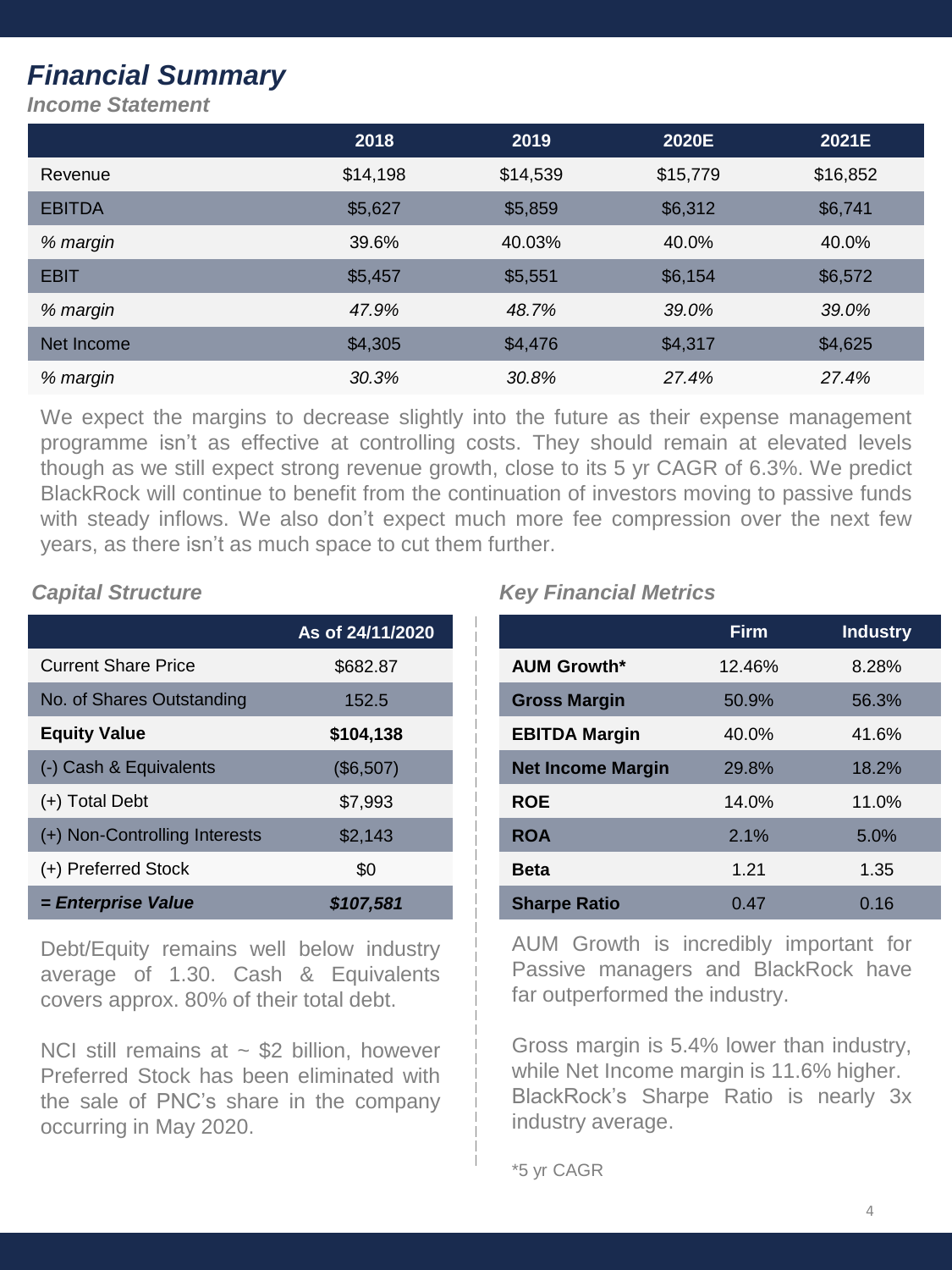# *Financial Summary*

### *Income Statement*

| | 2018 | 2019 | 2020E | 2021E |
|---|---|---|---|---|
| Revenue | $14,198 | $14,539 | $15,779 | $16,852 |
| EBITDA | $5,627 | $5,859 | $6,312 | $6,741 |
| *% margin* | 39.6% | 40.03% | 40.0% | 40.0% |
| EBIT | $5,457 | $5,551 | $6,154 | $6,572 |
| *% margin* | *47.9%* | *48.7%* | *39.0%* | *39.0%* |
| Net Income | $4,305 | $4,476 | $4,317 | $4,625 |
| *% margin* | *30.3%* | *30.8%* | *27.4%* | *27.4%* |

We expect the margins to decrease slightly into the future as their expense management programme isn't as effective at controlling costs. They should remain at elevated levels though as we still expect strong revenue growth, close to its 5 yr CAGR of 6.3%. We predict BlackRock will continue to benefit from the continuation of investors moving to passive funds with steady inflows. We also don't expect much more fee compression over the next few years, as there isn't as much space to cut them further.

### *Capital Structure*

| | As of 24/11/2020 |
|---|---|
| Current Share Price | $682.87 |
| No. of Shares Outstanding | 152.5 |
| **Equity Value** | **$104,138** |
| (-) Cash & Equivalents | ($6,507) |
| (+) Total Debt | $7,993 |
| (+) Non-Controlling Interests | $2,143 |
| (+) Preferred Stock | $0 |
| ***= Enterprise Value*** | ***$107,581*** |

Debt/Equity remains well below industry average of 1.30. Cash & Equivalents covers approx. 80% of their total debt.

NCI still remains at ~ $2 billion, however Preferred Stock has been eliminated with the sale of PNC's share in the company occurring in May 2020.

### *Key Financial Metrics*

| | Firm | Industry |
|---|---|---|
| **AUM Growth*** | 12.46% | 8.28% |
| **Gross Margin** | 50.9% | 56.3% |
| **EBITDA Margin** | 40.0% | 41.6% |
| **Net Income Margin** | 29.8% | 18.2% |
| **ROE** | 14.0% | 11.0% |
| **ROA** | 2.1% | 5.0% |
| **Beta** | 1.21 | 1.35 |
| **Sharpe Ratio** | 0.47 | 0.16 |

AUM Growth is incredibly important for Passive managers and BlackRock have far outperformed the industry.

Gross margin is 5.4% lower than industry, while Net Income margin is 11.6% higher. BlackRock's Sharpe Ratio is nearly 3x industry average.

*5 yr CAGR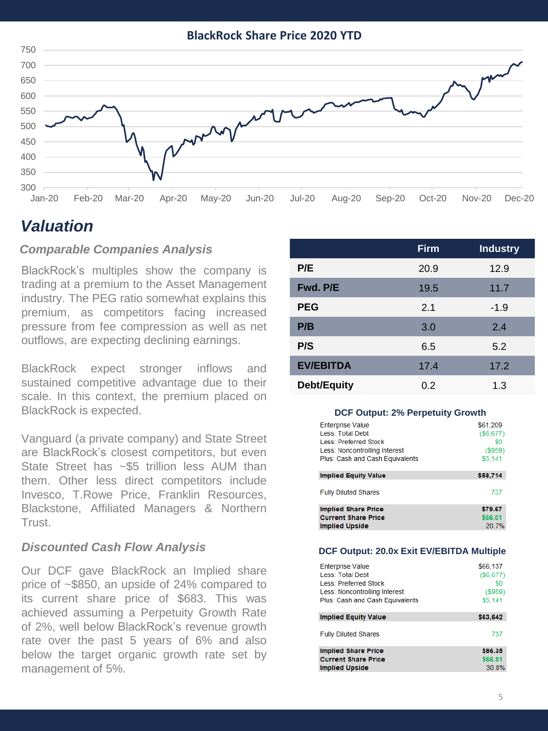BlackRock Share Price 2020 YTD

750
700
650
600
550
500
450
400
350
300

Jan-20 Feb-20 Mar-20 Apr-20 May-20 Jun-20 Jul-20 Aug-20 Sep-20 Oct-20 Nov-20 Dec-20

# Valuation

## Comparable Companies Analysis

BlackRock's multiples show the company is trading at a premium to the Asset Management industry. The PEG ratio somewhat explains this premium, as competitors facing increased pressure from fee compression as well as net outflows, are expecting declining earnings.

BlackRock expect stronger inflows and sustained competitive advantage due to their scale. In this context, the premium placed on BlackRock is expected.

Vanguard (a private company) and State Street are BlackRock's closest competitors, but even State Street has ~$5 trillion less AUM than them. Other less direct competitors include Invesco, T.Rowe Price, Franklin Resources, Blackstone, Affiliated Managers & Northern Trust.

| | Firm | Industry |
|---|---|---|
| **P/E** | 20.9 | 12.9 |
| **Fwd. P/E** | 19.5 | 11.7 |
| **PEG** | 2.1 | -1.9 |
| **P/B** | 3.0 | 2.4 |
| **P/S** | 6.5 | 5.2 |
| **EV/EBITDA** | 17.4 | 17.2 |
| **Debt/Equity** | 0.2 | 1.3 |

## Discounted Cash Flow Analysis

Our DCF gave BlackRock an Implied share price of ~$850, an upside of 24% compared to its current share price of $683. This was achieved assuming a Perpetuity Growth Rate of 2%, well below BlackRock's revenue growth rate over the past 5 years of 6% and also below the target organic growth rate set by management of 5%.

**DCF Output: 2% Perpetuity Growth**

| | |
|---|---|
| Enterprise Value | $61,209 |
| Less: Total Debt | ($6,677) |
| Less: Preferred Stock | $0 |
| Less: Noncontrolling Interest | ($959) |
| Plus: Cash and Cash Equivalents | $5,141 |
| **Implied Equity Value** | **$58,714** |
| Fully Diluted Shares | 737 |
| **Implied Share Price** | **$79.67** |
| **Current Share Price** | **$66.01** |
| **Implied Upside** | 20.7% |

**DCF Output: 20.0x Exit EV/EBITDA Multiple**

| | |
|---|---|
| Enterprise Value | $66,137 |
| Less: Total Debt | ($6,677) |
| Less: Preferred Stock | $0 |
| Less: Noncontrolling Interest | ($959) |
| Plus: Cash and Cash Equivalents | $5,141 |
| **Implied Equity Value** | **$63,642** |
| Fully Diluted Shares | 737 |
| **Implied Share Price** | **$86.35** |
| **Current Share Price** | **$66.01** |
| **Implied Upside** | 30.8% |